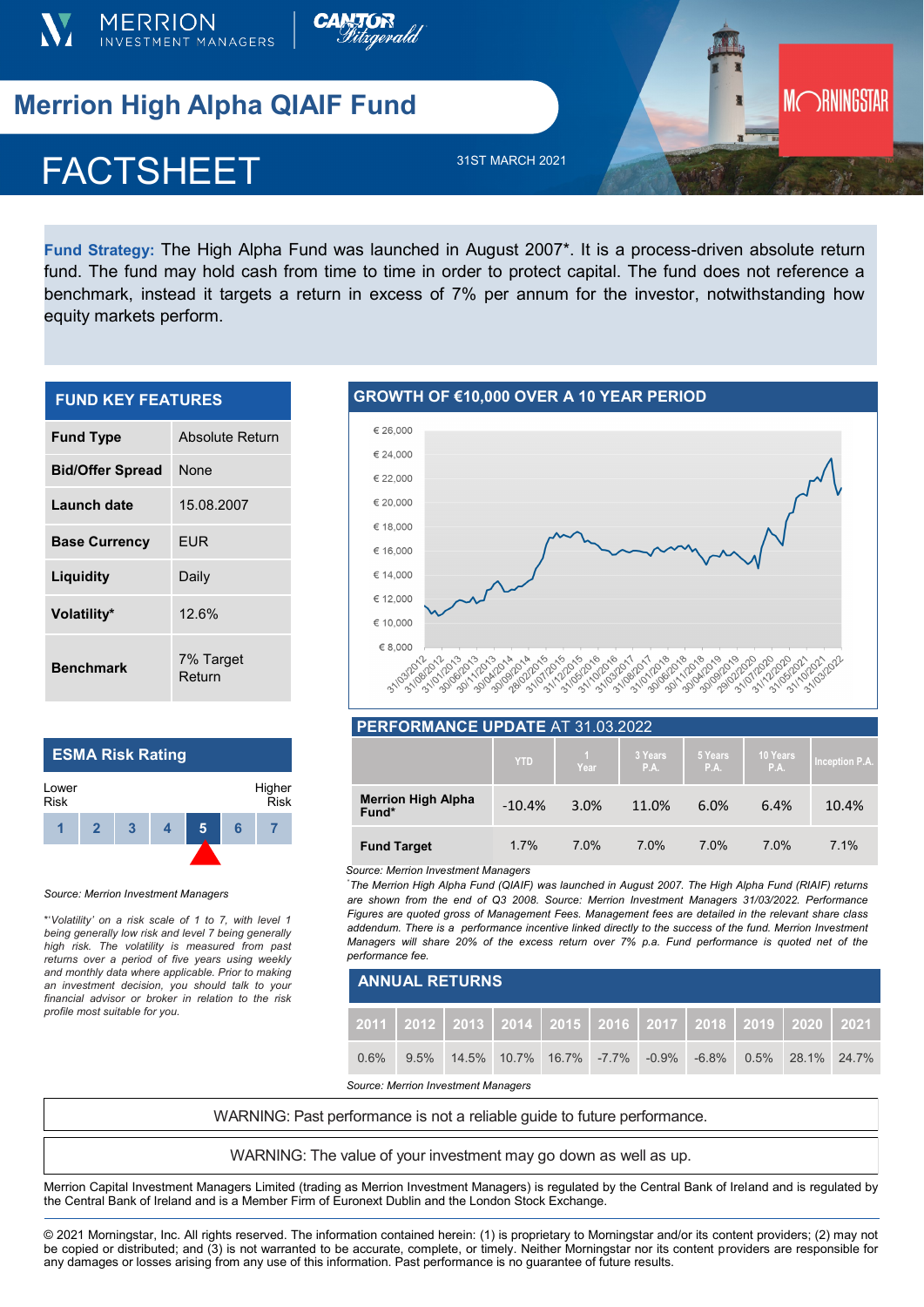MERRION INVESTMENT MANAGERS

Cantor Fitzgerald

# Merrion High Alpha QIAIF Fund

# FACTSHEET

31ST MARCH 2021

MORNINGSTAR

**Fund Strategy:** The High Alpha Fund was launched in August 2007*. It is a process-driven absolute return fund. The fund may hold cash from time to time in order to protect capital. The fund does not reference a benchmark, instead it targets a return in excess of 7% per annum for the investor, notwithstanding how equity markets perform.

## FUND KEY FEATURES

| | |
|---|---|
| **Fund Type** | Absolute Return |
| **Bid/Offer Spread** | None |
| **Launch date** | 15.08.2007 |
| **Base Currency** | EUR |
| **Liquidity** | Daily |
| **Volatility*** | 12.6% |
| **Benchmark** | 7% Target Return |

## ESMA Risk Rating

Lower Risk — Higher Risk

| 1 | 2 | 3 | 4 | **5** | 6 | 7 |
|---|---|---|---|---|---|---|

*Source: Merrion Investment Managers*

*\*'Volatility' on a risk scale of 1 to 7, with level 1 being generally low risk and level 7 being generally high risk. The volatility is measured from past returns over a period of five years using weekly and monthly data where applicable. Prior to making an investment decision, you should talk to your financial advisor or broker in relation to the risk profile most suitable for you.*

## GROWTH OF €10,000 OVER A 10 YEAR PERIOD

## PERFORMANCE UPDATE AT 31.03.2022

| | YTD | 1 Year | 3 Years P.A. | 5 Years P.A. | 10 Years P.A. | Inception P.A. |
|---|---|---|---|---|---|---|
| **Merrion High Alpha Fund*** | -10.4% | 3.0% | 11.0% | 6.0% | 6.4% | 10.4% |
| **Fund Target** | 1.7% | 7.0% | 7.0% | 7.0% | 7.0% | 7.1% |

*Source: Merrion Investment Managers*

*\*The Merrion High Alpha Fund (QIAIF) was launched in August 2007. The High Alpha Fund (RIAIF) returns are shown from the end of Q3 2008. Source: Merrion Investment Managers 31/03/2022. Performance Figures are quoted gross of Management Fees. Management fees are detailed in the relevant share class addendum. There is a performance incentive linked directly to the success of the fund. Merrion Investment Managers will share 20% of the excess return over 7% p.a. Fund performance is quoted net of the performance fee.*

## ANNUAL RETURNS

| 2011 | 2012 | 2013 | 2014 | 2015 | 2016 | 2017 | 2018 | 2019 | 2020 | 2021 |
|---|---|---|---|---|---|---|---|---|---|---|
| 0.6% | 9.5% | 14.5% | 10.7% | 16.7% | -7.7% | -0.9% | -6.8% | 0.5% | 28.1% | 24.7% |

*Source: Merrion Investment Managers*

WARNING: Past performance is not a reliable guide to future performance.

WARNING: The value of your investment may go down as well as up.

Merrion Capital Investment Managers Limited (trading as Merrion Investment Managers) is regulated by the Central Bank of Ireland and is regulated by the Central Bank of Ireland and is a Member Firm of Euronext Dublin and the London Stock Exchange.

© 2021 Morningstar, Inc. All rights reserved. The information contained herein: (1) is proprietary to Morningstar and/or its content providers; (2) may not be copied or distributed; and (3) is not warranted to be accurate, complete, or timely. Neither Morningstar nor its content providers are responsible for any damages or losses arising from any use of this information. Past performance is no guarantee of future results.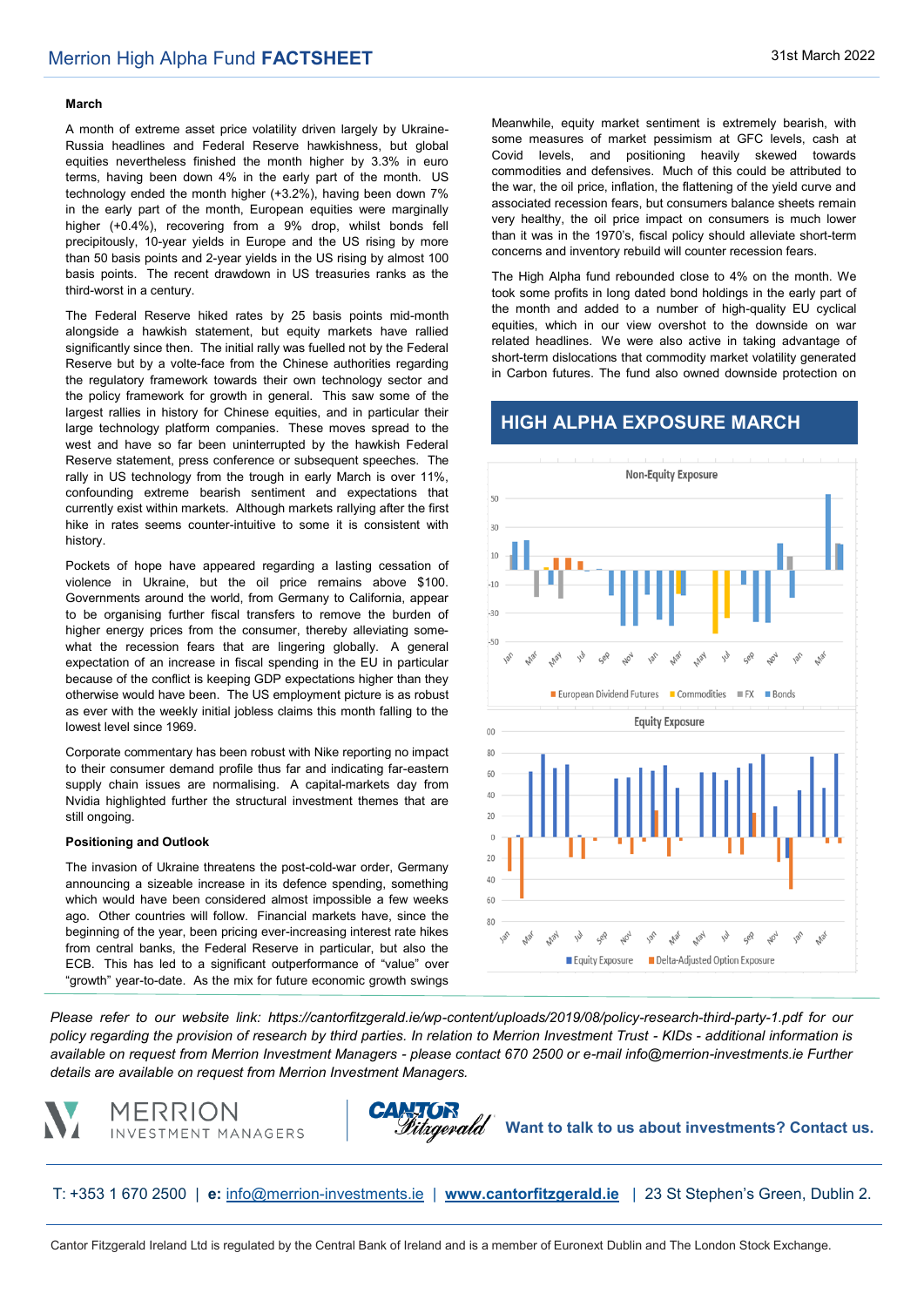### March

A month of extreme asset price volatility driven largely by Ukraine-Russia headlines and Federal Reserve hawkishness, but global equities nevertheless finished the month higher by 3.3% in euro terms, having been down 4% in the early part of the month. US technology ended the month higher (+3.2%), having been down 7% in the early part of the month, European equities were marginally higher (+0.4%), recovering from a 9% drop, whilst bonds fell precipitously, 10-year yields in Europe and the US rising by more than 50 basis points and 2-year yields in the US rising by almost 100 basis points. The recent drawdown in US treasuries ranks as the third-worst in a century.

The Federal Reserve hiked rates by 25 basis points mid-month alongside a hawkish statement, but equity markets have rallied significantly since then. The initial rally was fuelled not by the Federal Reserve but by a volte-face from the Chinese authorities regarding the regulatory framework towards their own technology sector and the policy framework for growth in general. This saw some of the largest rallies in history for Chinese equities, and in particular their large technology platform companies. These moves spread to the west and have so far been uninterrupted by the hawkish Federal Reserve statement, press conference or subsequent speeches. The rally in US technology from the trough in early March is over 11%, confounding extreme bearish sentiment and expectations that currently exist within markets. Although markets rallying after the first hike in rates seems counter-intuitive to some it is consistent with history.

Pockets of hope have appeared regarding a lasting cessation of violence in Ukraine, but the oil price remains above $100. Governments around the world, from Germany to California, appear to be organising further fiscal transfers to remove the burden of higher energy prices from the consumer, thereby alleviating some-what the recession fears that are lingering globally. A general expectation of an increase in fiscal spending in the EU in particular because of the conflict is keeping GDP expectations higher than they otherwise would have been. The US employment picture is as robust as ever with the weekly initial jobless claims this month falling to the lowest level since 1969.

Corporate commentary has been robust with Nike reporting no impact to their consumer demand profile thus far and indicating far-eastern supply chain issues are normalising. A capital-markets day from Nvidia highlighted further the structural investment themes that are still ongoing.

### Positioning and Outlook

The invasion of Ukraine threatens the post-cold-war order, Germany announcing a sizeable increase in its defence spending, something which would have been considered almost impossible a few weeks ago. Other countries will follow. Financial markets have, since the beginning of the year, been pricing ever-increasing interest rate hikes from central banks, the Federal Reserve in particular, but also the ECB. This has led to a significant outperformance of "value" over "growth" year-to-date. As the mix for future economic growth swings

Meanwhile, equity market sentiment is extremely bearish, with some measures of market pessimism at GFC levels, cash at Covid levels, and positioning heavily skewed towards commodities and defensives. Much of this could be attributed to the war, the oil price, inflation, the flattening of the yield curve and associated recession fears, but consumers balance sheets remain very healthy, the oil price impact on consumers is much lower than it was in the 1970's, fiscal policy should alleviate short-term concerns and inventory rebuild will counter recession fears.

The High Alpha fund rebounded close to 4% on the month. We took some profits in long dated bond holdings in the early part of the month and added to a number of high-quality EU cyclical equities, which in our view overshot to the downside on war related headlines. We were also active in taking advantage of short-term dislocations that commodity market volatility generated in Carbon futures. The fund also owned downside protection on

## HIGH ALPHA EXPOSURE MARCH

Non-Equity Exposure

50
30
10
-10
-30
-50

Jan Mar May Jul Sep Nov Jan Mar May Jul Sep Nov Jan Mar

European Dividend Futures | Commodities | FX | Bonds

Equity Exposure

00
80
60
40
20
0
20
40
60
80

Jan Mar May Jul Sep Nov Jan Mar May Jul Sep Nov Jan Mar

Equity Exposure | Delta-Adjusted Option Exposure

*Please refer to our website link: https://cantorfitzgerald.ie/wp-content/uploads/2019/08/policy-research-third-party-1.pdf for our policy regarding the provision of research by third parties. In relation to Merrion Investment Trust - KIDs - additional information is available on request from Merrion Investment Managers - please contact 670 2500 or e-mail info@merrion-investments.ie Further details are available on request from Merrion Investment Managers.*

MERRION INVESTMENT MANAGERS

CANTOR Fitzgerald

**Want to talk to us about investments? Contact us.**

T: +353 1 670 2500 | **e:** info@merrion-investments.ie | **www.cantorfitzgerald.ie** | 23 St Stephen's Green, Dublin 2.

Cantor Fitzgerald Ireland Ltd is regulated by the Central Bank of Ireland and is a member of Euronext Dublin and The London Stock Exchange.